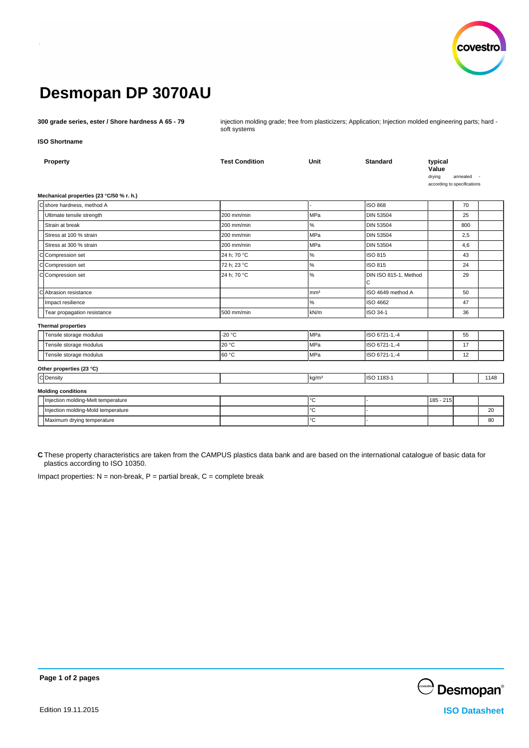# Desmopan DP 3070AU

**300 grade series, ester / Shore hardness A 65 - 79**

injection molding grade; free from plasticizers; Application; Injection molded engineering parts; hard - soft systems

**ISO Shortname**

| | Property | Test Condition | Unit | Standard | typical Value drying | annealed | - according to specifications |
|---|---|---|---|---|---|---|---|
| | **Mechanical properties (23 °C/50 % r. h.)** | | | | | | |
| C | shore hardness, method A | | - | ISO 868 | | 70 | |
| | Ultimate tensile strength | 200 mm/min | MPa | DIN 53504 | | 25 | |
| | Strain at break | 200 mm/min | % | DIN 53504 | | 800 | |
| | Stress at 100 % strain | 200 mm/min | MPa | DIN 53504 | | 2,5 | |
| | Stress at 300 % strain | 200 mm/min | MPa | DIN 53504 | | 4,6 | |
| C | Compression set | 24 h; 70 °C | % | ISO 815 | | 43 | |
| C | Compression set | 72 h; 23 °C | % | ISO 815 | | 24 | |
| C | Compression set | 24 h; 70 °C | % | DIN ISO 815-1, Method C | | 29 | |
| C | Abrasion resistance | | mm³ | ISO 4649 method A | | 50 | |
| | Impact resilience | | % | ISO 4662 | | 47 | |
| | Tear propagation resistance | 500 mm/min | kN/m | ISO 34-1 | | 36 | |
| | **Thermal properties** | | | | | | |
| | Tensile storage modulus | -20 °C | MPa | ISO 6721-1,-4 | | 55 | |
| | Tensile storage modulus | 20 °C | MPa | ISO 6721-1,-4 | | 17 | |
| | Tensile storage modulus | 60 °C | MPa | ISO 6721-1,-4 | | 12 | |
| | **Other properties (23 °C)** | | | | | | |
| C | Density | | kg/m³ | ISO 1183-1 | | | 1148 |
| | **Molding conditions** | | | | | | |
| | Injection molding-Melt temperature | | °C | - | 185 - 215 | | |
| | Injection molding-Mold temperature | | °C | - | | | 20 |
| | Maximum drying temperature | | °C | - | | | 80 |

**C** These property characteristics are taken from the CAMPUS plastics data bank and are based on the international catalogue of basic data for plastics according to ISO 10350.

Impact properties: N = non-break, P = partial break, C = complete break

Edition 19.11.2015

**ISO Datasheet**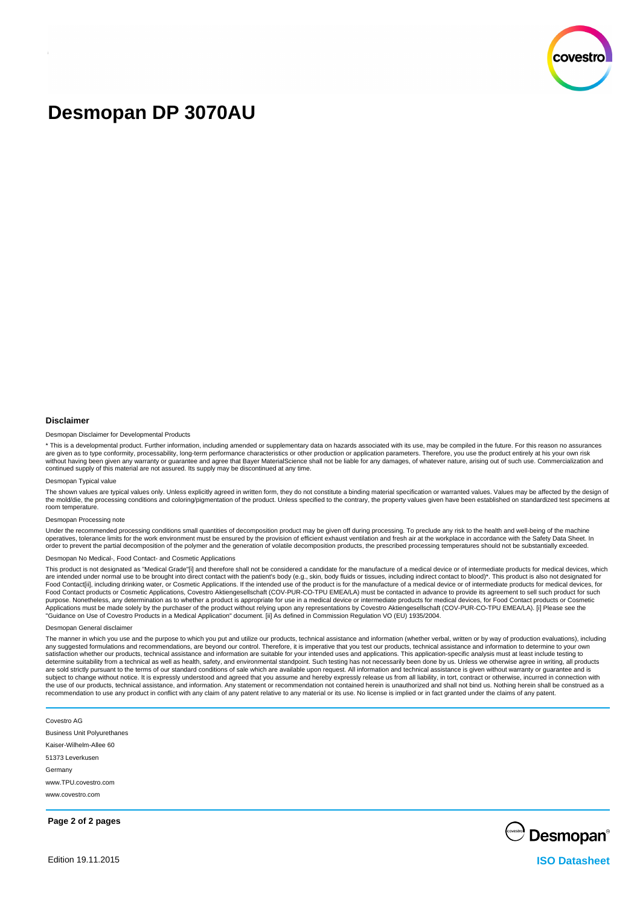# Desmopan DP 3070AU

## Disclaimer

Desmopan Disclaimer for Developmental Products

* This is a developmental product. Further information, including amended or supplementary data on hazards associated with its use, may be compiled in the future. For this reason no assurances are given as to type conformity, processability, long-term performance characteristics or other production or application parameters. Therefore, you use the product entirely at his your own risk without having been given any warranty or guarantee and agree that Bayer MaterialScience shall not be liable for any damages, of whatever nature, arising out of such use. Commercialization and continued supply of this material are not assured. Its supply may be discontinued at any time.

Desmopan Typical value

The shown values are typical values only. Unless explicitly agreed in written form, they do not constitute a binding material specification or warranted values. Values may be affected by the design of the mold/die, the processing conditions and coloring/pigmentation of the product. Unless specified to the contrary, the property values given have been established on standardized test specimens at room temperature.

Desmopan Processing note

Under the recommended processing conditions small quantities of decomposition product may be given off during processing. To preclude any risk to the health and well-being of the machine operatives, tolerance limits for the work environment must be ensured by the provision of efficient exhaust ventilation and fresh air at the workplace in accordance with the Safety Data Sheet. In order to prevent the partial decomposition of the polymer and the generation of volatile decomposition products, the prescribed processing temperatures should not be substantially exceeded.

Desmopan No Medical-, Food Contact- and Cosmetic Applications

This product is not designated as "Medical Grade"[i] and therefore shall not be considered a candidate for the manufacture of a medical device or of intermediate products for medical devices, which are intended under normal use to be brought into direct contact with the patient's body (e.g., skin, body fluids or tissues, including indirect contact to blood)*. This product is also not designated for Food Contact[ii], including drinking water, or Cosmetic Applications. If the intended use of the product is for the manufacture of a medical device or of intermediate products for medical devices, for Food Contact products or Cosmetic Applications, Covestro Aktiengesellschaft (COV-PUR-CO-TPU EMEA/LA) must be contacted in advance to provide its agreement to sell such product for such purpose. Nonetheless, any determination as to whether a product is appropriate for use in a medical device or intermediate products for medical devices, for Food Contact products or Cosmetic Applications must be made solely by the purchaser of the product without relying upon any representations by Covestro Aktiengesellschaft (COV-PUR-CO-TPU EMEA/LA). [i] Please see the "Guidance on Use of Covestro Products in a Medical Application" document. [ii] As defined in Commission Regulation VO (EU) 1935/2004.

Desmopan General disclaimer

The manner in which you use and the purpose to which you put and utilize our products, technical assistance and information (whether verbal, written or by way of production evaluations), including any suggested formulations and recommendations, are beyond our control. Therefore, it is imperative that you test our products, technical assistance and information to determine to your own satisfaction whether our products, technical assistance and information are suitable for your intended uses and applications. This application-specific analysis must at least include testing to determine suitability from a technical as well as health, safety, and environmental standpoint. Such testing has not necessarily been done by us. Unless we otherwise agree in writing, all products are sold strictly pursuant to the terms of our standard conditions of sale which are available upon request. All information and technical assistance is given without warranty or guarantee and is subject to change without notice. It is expressly understood and agreed that you assume and hereby expressly release us from all liability, in tort, contract or otherwise, incurred in connection with the use of our products, technical assistance, and information. Any statement or recommendation not contained herein is unauthorized and shall not bind us. Nothing herein shall be construed as a recommendation to use any product in conflict with any claim of any patent relative to any material or its use. No license is implied or in fact granted under the claims of any patent.

Covestro AG

Business Unit Polyurethanes

Kaiser-Wilhelm-Allee 60

51373 Leverkusen

Germany

www.TPU.covestro.com

www.covestro.com

Edition 19.11.2015

ISO Datasheet